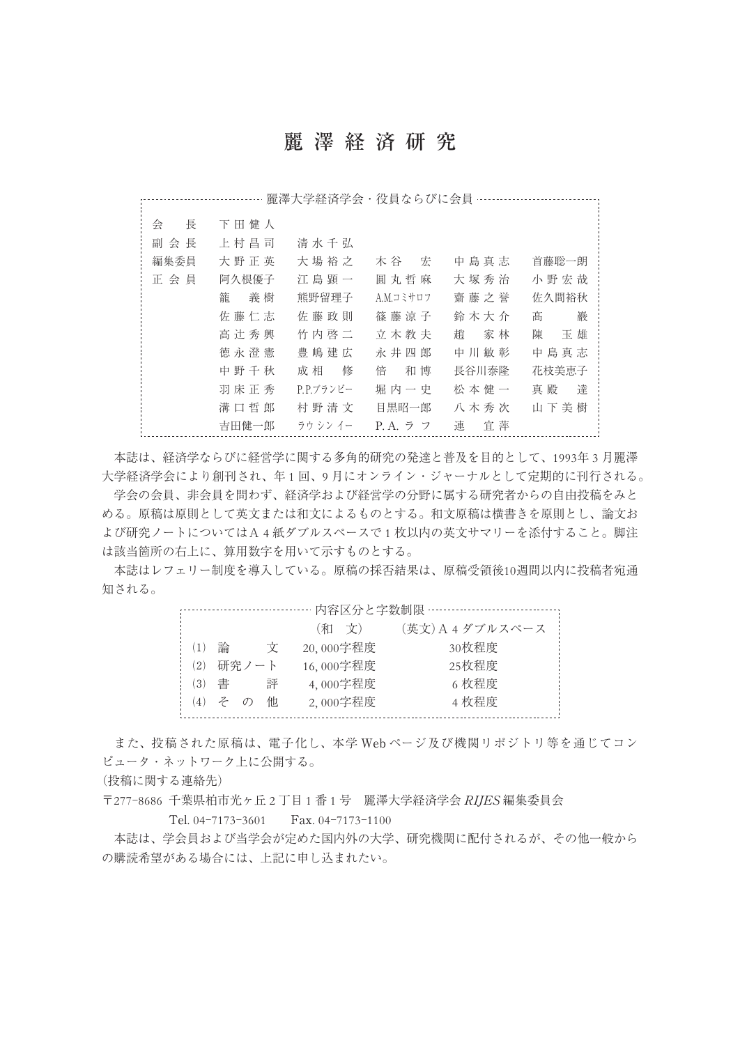# 麗澤経済研究

**麗澤大学経済学会・役員ならびに会員**

| | | | | | |
|---|---|---|---|---|---|
| 会長 | 下田健人 | | | | |
| 副会長 | 上村昌司 | 清水千弘 | | | |
| 編集委員 | 大野正英 | 大場裕之 | 木谷宏 | 中島真志 | 首藤聡一朗 |
| 正会員 | 阿久根優子 | 江島顕一 | 圓丸哲麻 | 大塚秀治 | 小野宏哉 |
| | 籠義樹 | 熊野留理子 | A.M.コミサロフ | 齋藤之誉 | 佐久間裕秋 |
| | 佐藤仁志 | 佐藤政則 | 篠藤涼子 | 鈴木大介 | 髙巖 |
| | 高辻秀興 | 竹内啓二 | 立木教夫 | 趙家林 | 陳玉雄 |
| | 徳永澄憲 | 豊嶋建広 | 永井四郎 | 中川敏彰 | 中島真志 |
| | 中野千秋 | 成相修 | 倍和博 | 長谷川泰隆 | 花枝美恵子 |
| | 羽床正秀 | P.P.ブランビー | 堀内一史 | 松本健一 | 真殿達 |
| | 溝口哲郎 | 村野清文 | 目黒昭一郎 | 八木秀次 | 山下美樹 |
| | 吉田健一郎 | ラウシンイー | P.A.ラフ | 連宜萍 | |

本誌は、経済学ならびに経営学に関する多角的研究の発達と普及を目的として、1993年3月麗澤大学経済学会により創刊され、年1回、9月にオンライン・ジャーナルとして定期的に刊行される。

学会の会員、非会員を問わず、経済学および経営学の分野に属する研究者からの自由投稿をみとめる。原稿は原則として英文または和文によるものとする。和文原稿は横書きを原則とし、論文および研究ノートについてはA4紙ダブルスペースで1枚以内の英文サマリーを添付すること。脚注は該当箇所の右上に、算用数字を用いて示すものとする。

本誌はレフェリー制度を導入している。原稿の採否結果は、原稿受領後10週間以内に投稿者宛通知される。

**内容区分と字数制限**

| | （和文） | （英文）A4ダブルスペース |
|---|---|---|
| (1) 論文 | 20,000字程度 | 30枚程度 |
| (2) 研究ノート | 16,000字程度 | 25枚程度 |
| (3) 書評 | 4,000字程度 | 6枚程度 |
| (4) その他 | 2,000字程度 | 4枚程度 |

また、投稿された原稿は、電子化し、本学Webページ及び機関リポジトリ等を通じてコンピュータ・ネットワーク上に公開する。

（投稿に関する連絡先）

〒277-8686 千葉県柏市光ヶ丘2丁目1番1号 麗澤大学経済学会 *RIJES* 編集委員会

Tel. 04-7173-3601　Fax. 04-7173-1100

本誌は、学会員および当学会が定めた国内外の大学、研究機関に配付されるが、その他一般からの購読希望がある場合には、上記に申し込まれたい。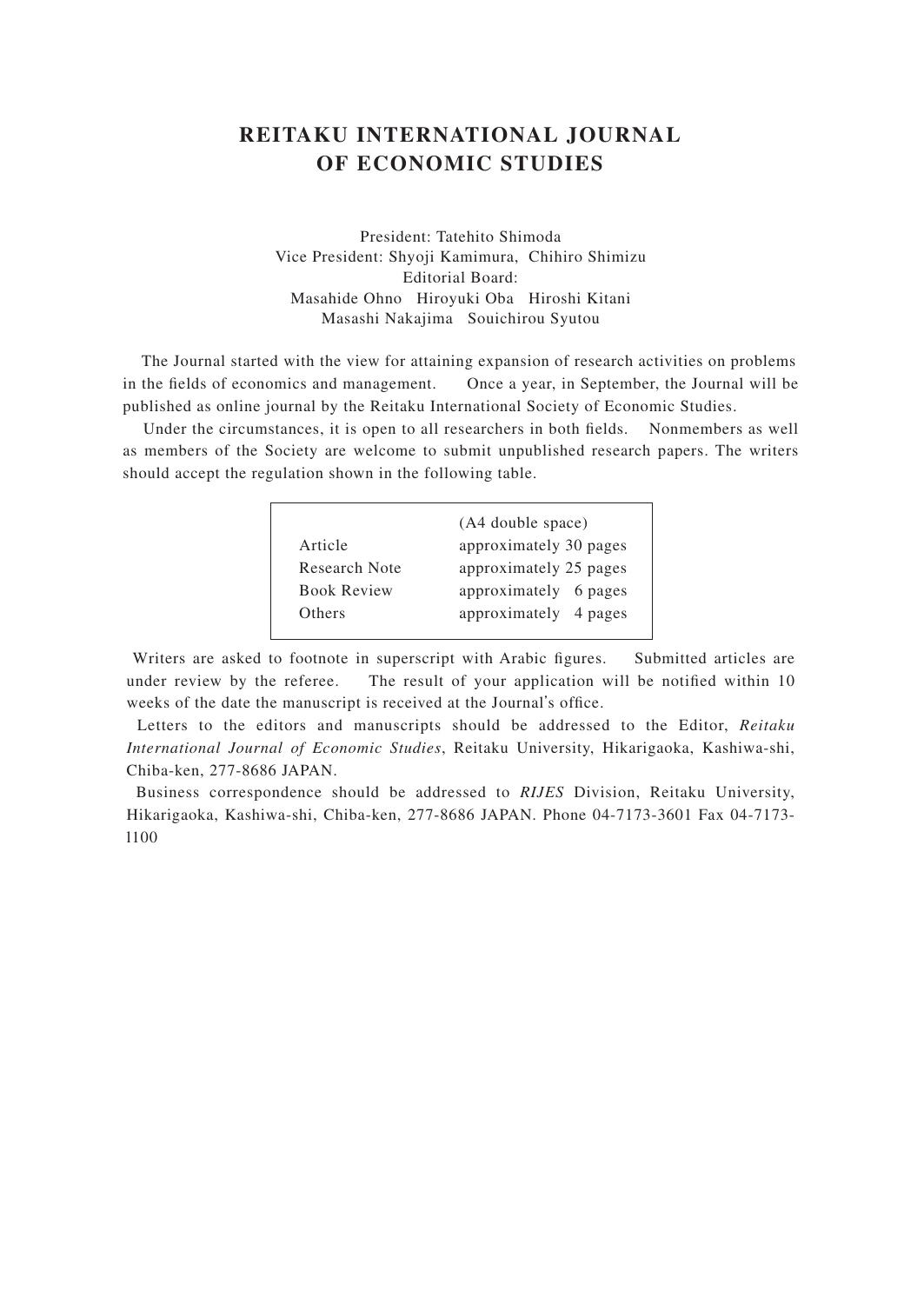# REITAKU INTERNATIONAL JOURNAL OF ECONOMIC STUDIES

President: Tatehito Shimoda
Vice President: Shyoji Kamimura, Chihiro Shimizu
Editorial Board:
Masahide Ohno Hiroyuki Oba Hiroshi Kitani
Masashi Nakajima Souichirou Syutou

The Journal started with the view for attaining expansion of research activities on problems in the fields of economics and management. Once a year, in September, the Journal will be published as online journal by the Reitaku International Society of Economic Studies.

Under the circumstances, it is open to all researchers in both fields. Nonmembers as well as members of the Society are welcome to submit unpublished research papers. The writers should accept the regulation shown in the following table.

| | (A4 double space) |
|---|---|
| Article | approximately 30 pages |
| Research Note | approximately 25 pages |
| Book Review | approximately 6 pages |
| Others | approximately 4 pages |

Writers are asked to footnote in superscript with Arabic figures. Submitted articles are under review by the referee. The result of your application will be notified within 10 weeks of the date the manuscript is received at the Journal's office.

Letters to the editors and manuscripts should be addressed to the Editor, *Reitaku International Journal of Economic Studies*, Reitaku University, Hikarigaoka, Kashiwa-shi, Chiba-ken, 277-8686 JAPAN.

Business correspondence should be addressed to *RIJES* Division, Reitaku University, Hikarigaoka, Kashiwa-shi, Chiba-ken, 277-8686 JAPAN. Phone 04-7173-3601 Fax 04-7173-1100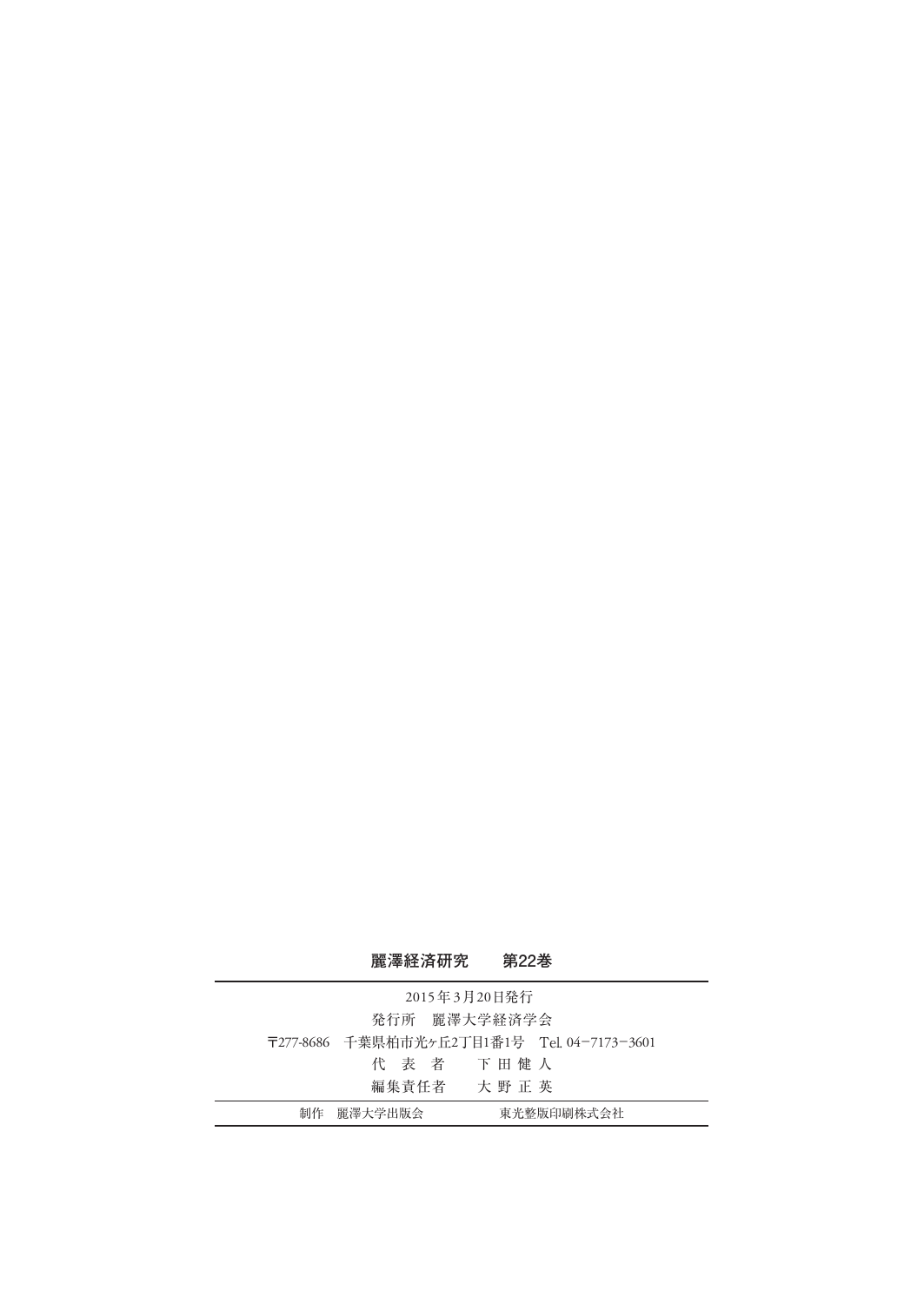**麗澤経済研究　　第22巻**

---

2015年3月20日発行

発行所　麗澤大学経済学会

〒277-8686　千葉県柏市光ヶ丘2丁目1番1号　Tel. 04−7173−3601

代　表　者　　下 田 健 人

編集責任者　　大 野 正 英

---

制作　麗澤大学出版会　　　　東光整版印刷株式会社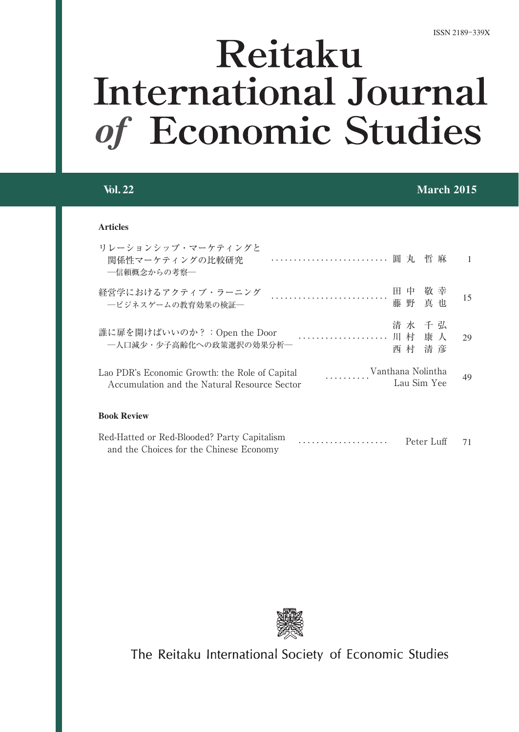ISSN 2189-339X

# Reitaku International Journal *of* Economic Studies

**Vol. 22** **March 2015**

### Articles

| | | |
|---|---|---|
| リレーションシップ・マーケティングと関係性マーケティングの比較研究 ―信頼概念からの考察― | 圓丸　哲麻 | 1 |
| 経営学におけるアクティブ・ラーニング ―ビジネスゲームの教育効果の検証― | 田中　敬幸<br>藤野　真也 | 15 |
| 誰に扉を開けばいいのか？：Open the Door ―人口減少・少子高齢化への政策選択の効果分析― | 清水　千弘<br>川村　康人<br>西村　清彦 | 29 |
| Lao PDR's Economic Growth: the Role of Capital Accumulation and the Natural Resource Sector | Vanthana Nolintha<br>Lau Sim Yee | 49 |

### Book Review

| | | |
|---|---|---|
| Red-Hatted or Red-Blooded? Party Capitalism and the Choices for the Chinese Economy | Peter Luff | 71 |

The Reitaku International Society of Economic Studies